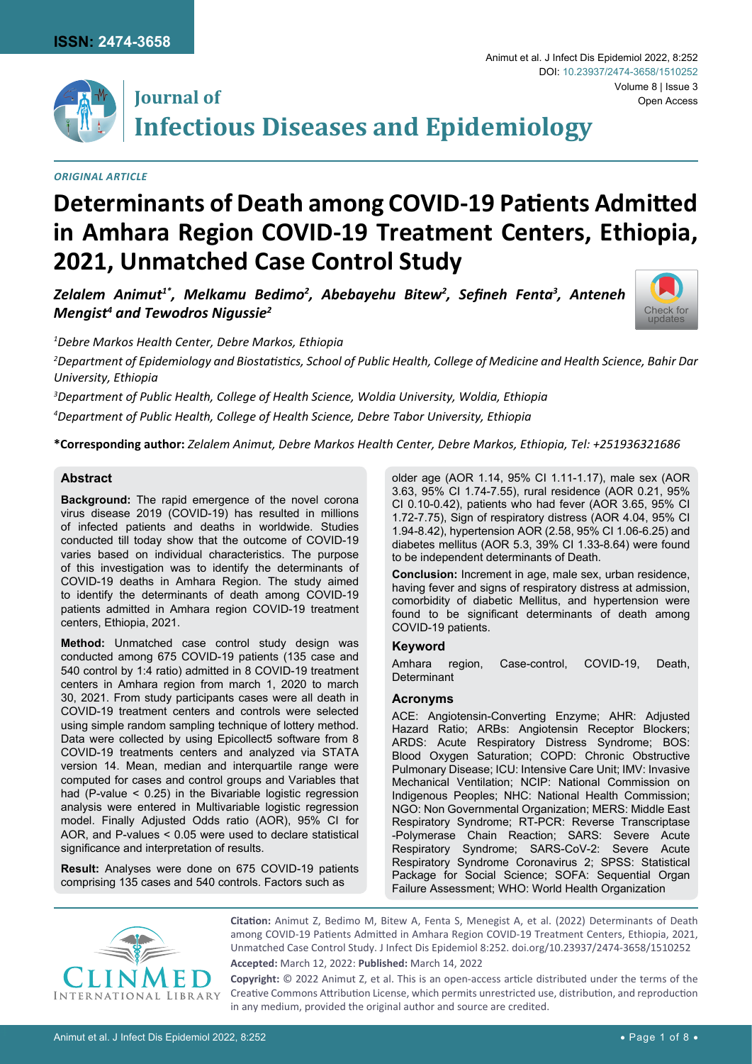ISSN: 2474-3658

DOI: 10.23937/2474-3658/1510252
Open Access

# Journal of Infectious Diseases and Epidemiology

*ORIGINAL ARTICLE*

# Determinants of Death among COVID-19 Patients Admitted in Amhara Region COVID-19 Treatment Centers, Ethiopia, 2021, Unmatched Case Control Study

***Zelalem Animut[1*], Melkamu Bedimo[2], Abebayehu Bitew[2], Sefineh Fenta[3], Anteneh Mengist[4] and Tewodros Nigussie[2]***

[1]*Debre Markos Health Center, Debre Markos, Ethiopia*

[2]*Department of Epidemiology and Biostatistics, School of Public Health, College of Medicine and Health Science, Bahir Dar University, Ethiopia*

[3]*Department of Public Health, College of Health Science, Woldia University, Woldia, Ethiopia*

[4]*Department of Public Health, College of Health Science, Debre Tabor University, Ethiopia*

**\*Corresponding author:** *Zelalem Animut, Debre Markos Health Center, Debre Markos, Ethiopia, Tel: +251936321686*

## Abstract

**Background:** The rapid emergence of the novel corona virus disease 2019 (COVID-19) has resulted in millions of infected patients and deaths in worldwide. Studies conducted till today show that the outcome of COVID-19 varies based on individual characteristics. The purpose of this investigation was to identify the determinants of COVID-19 deaths in Amhara Region. The study aimed to identify the determinants of death among COVID-19 patients admitted in Amhara region COVID-19 treatment centers, Ethiopia, 2021.

**Method:** Unmatched case control study design was conducted among 675 COVID-19 patients (135 case and 540 control by 1:4 ratio) admitted in 8 COVID-19 treatment centers in Amhara region from march 1, 2020 to march 30, 2021. From study participants cases were all death in COVID-19 treatment centers and controls were selected using simple random sampling technique of lottery method. Data were collected by using Epicollect5 software from 8 COVID-19 treatments centers and analyzed via STATA version 14. Mean, median and interquartile range were computed for cases and control groups and Variables that had (P-value < 0.25) in the Bivariable logistic regression analysis were entered in Multivariable logistic regression model. Finally Adjusted Odds ratio (AOR), 95% CI for AOR, and P-values < 0.05 were used to declare statistical significance and interpretation of results.

**Result:** Analyses were done on 675 COVID-19 patients comprising 135 cases and 540 controls. Factors such as older age (AOR 1.14, 95% CI 1.11-1.17), male sex (AOR 3.63, 95% CI 1.74-7.55), rural residence (AOR 0.21, 95% CI 0.10-0.42), patients who had fever (AOR 3.65, 95% CI 1.72-7.75), Sign of respiratory distress (AOR 4.04, 95% CI 1.94-8.42), hypertension AOR (2.58, 95% CI 1.06-6.25) and diabetes mellitus (AOR 5.3, 39% CI 1.33-8.64) were found to be independent determinants of Death.

**Conclusion:** Increment in age, male sex, urban residence, having fever and signs of respiratory distress at admission, comorbidity of diabetic Mellitus, and hypertension were found to be significant determinants of death among COVID-19 patients.

## Keyword

Amhara region, Case-control, COVID-19, Death, Determinant

## Acronyms

ACE: Angiotensin-Converting Enzyme; AHR: Adjusted Hazard Ratio; ARBs: Angiotensin Receptor Blockers; ARDS: Acute Respiratory Distress Syndrome; BOS: Blood Oxygen Saturation; COPD: Chronic Obstructive Pulmonary Disease; ICU: Intensive Care Unit; IMV: Invasive Mechanical Ventilation; NCIP: National Commission on Indigenous Peoples; NHC: National Health Commission; NGO: Non Governmental Organization; MERS: Middle East Respiratory Syndrome; RT-PCR: Reverse Transcriptase -Polymerase Chain Reaction; SARS: Severe Acute Respiratory Syndrome; SARS-CoV-2: Severe Acute Respiratory Syndrome Coronavirus 2; SPSS: Statistical Package for Social Science; SOFA: Sequential Organ Failure Assessment; WHO: World Health Organization

**Citation:** Animut Z, Bedimo M, Bitew A, Fenta S, Menegist A, et al. (2022) Determinants of Death among COVID-19 Patients Admitted in Amhara Region COVID-19 Treatment Centers, Ethiopia, 2021, Unmatched Case Control Study. J Infect Dis Epidemiol 8:252. doi.org/10.23937/2474-3658/1510252

**Accepted:** March 12, 2022: **Published:** March 14, 2022

**Copyright:** © 2022 Animut Z, et al. This is an open-access article distributed under the terms of the Creative Commons Attribution License, which permits unrestricted use, distribution, and reproduction in any medium, provided the original author and source are credited.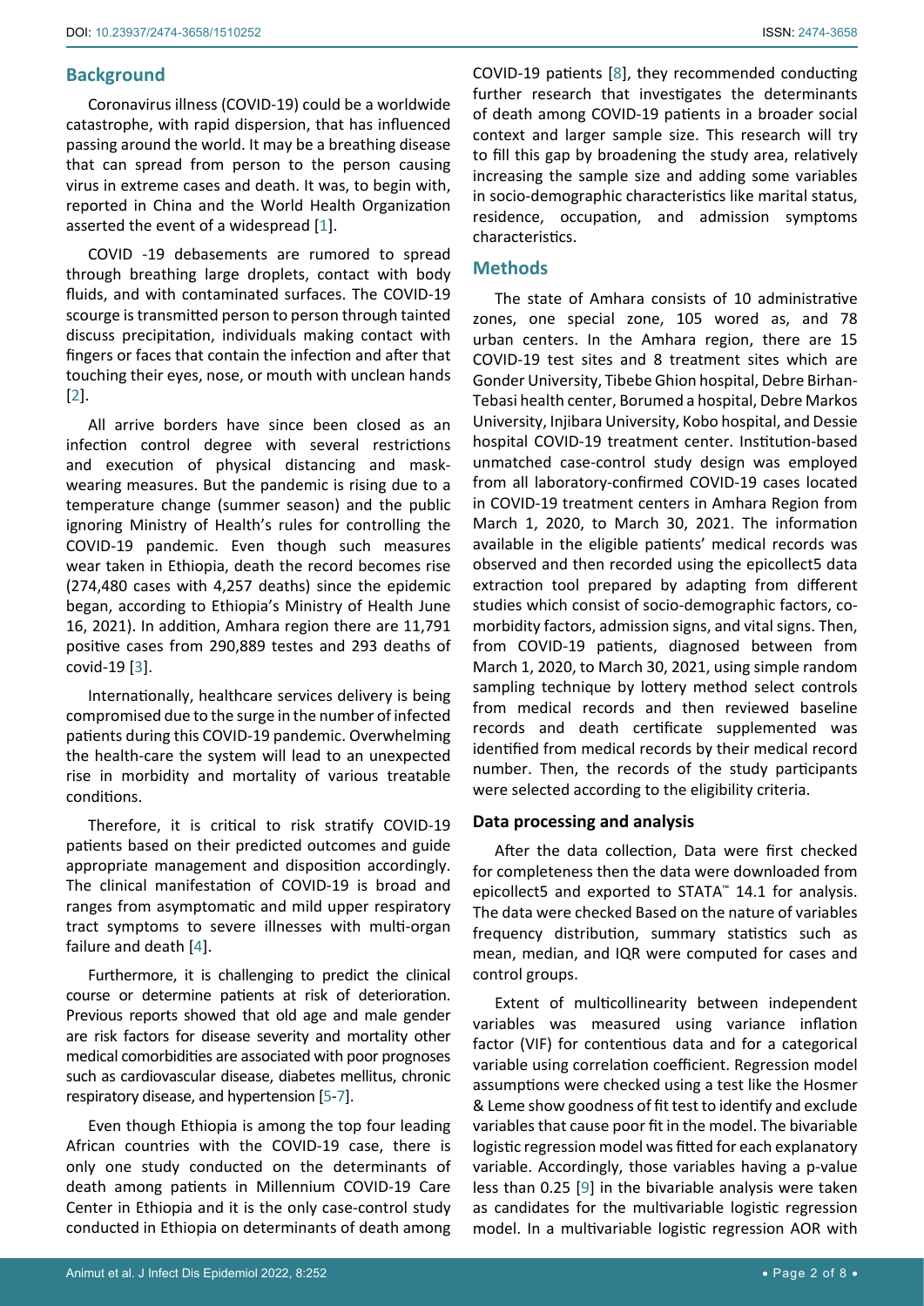## Background

Coronavirus illness (COVID-19) could be a worldwide catastrophe, with rapid dispersion, that has influenced passing around the world. It may be a breathing disease that can spread from person to the person causing virus in extreme cases and death. It was, to begin with, reported in China and the World Health Organization asserted the event of a widespread [1].

COVID -19 debasements are rumored to spread through breathing large droplets, contact with body fluids, and with contaminated surfaces. The COVID-19 scourge is transmitted person to person through tainted discuss precipitation, individuals making contact with fingers or faces that contain the infection and after that touching their eyes, nose, or mouth with unclean hands [2].

All arrive borders have since been closed as an infection control degree with several restrictions and execution of physical distancing and mask-wearing measures. But the pandemic is rising due to a temperature change (summer season) and the public ignoring Ministry of Health's rules for controlling the COVID-19 pandemic. Even though such measures wear taken in Ethiopia, death the record becomes rise (274,480 cases with 4,257 deaths) since the epidemic began, according to Ethiopia's Ministry of Health June 16, 2021). In addition, Amhara region there are 11,791 positive cases from 290,889 testes and 293 deaths of covid-19 [3].

Internationally, healthcare services delivery is being compromised due to the surge in the number of infected patients during this COVID-19 pandemic. Overwhelming the health-care the system will lead to an unexpected rise in morbidity and mortality of various treatable conditions.

Therefore, it is critical to risk stratify COVID-19 patients based on their predicted outcomes and guide appropriate management and disposition accordingly. The clinical manifestation of COVID-19 is broad and ranges from asymptomatic and mild upper respiratory tract symptoms to severe illnesses with multi-organ failure and death [4].

Furthermore, it is challenging to predict the clinical course or determine patients at risk of deterioration. Previous reports showed that old age and male gender are risk factors for disease severity and mortality other medical comorbidities are associated with poor prognoses such as cardiovascular disease, diabetes mellitus, chronic respiratory disease, and hypertension [5-7].

Even though Ethiopia is among the top four leading African countries with the COVID-19 case, there is only one study conducted on the determinants of death among patients in Millennium COVID-19 Care Center in Ethiopia and it is the only case-control study conducted in Ethiopia on determinants of death among COVID-19 patients [8], they recommended conducting further research that investigates the determinants of death among COVID-19 patients in a broader social context and larger sample size. This research will try to fill this gap by broadening the study area, relatively increasing the sample size and adding some variables in socio-demographic characteristics like marital status, residence, occupation, and admission symptoms characteristics.

## Methods

The state of Amhara consists of 10 administrative zones, one special zone, 105 wored as, and 78 urban centers. In the Amhara region, there are 15 COVID-19 test sites and 8 treatment sites which are Gonder University, Tibebe Ghion hospital, Debre Birhan-Tebasi health center, Borumed a hospital, Debre Markos University, Injibara University, Kobo hospital, and Dessie hospital COVID-19 treatment center. Institution-based unmatched case-control study design was employed from all laboratory-confirmed COVID-19 cases located in COVID-19 treatment centers in Amhara Region from March 1, 2020, to March 30, 2021. The information available in the eligible patients' medical records was observed and then recorded using the epicollect5 data extraction tool prepared by adapting from different studies which consist of socio-demographic factors, co-morbidity factors, admission signs, and vital signs. Then, from COVID-19 patients, diagnosed between from March 1, 2020, to March 30, 2021, using simple random sampling technique by lottery method select controls from medical records and then reviewed baseline records and death certificate supplemented was identified from medical records by their medical record number. Then, the records of the study participants were selected according to the eligibility criteria.

### Data processing and analysis

After the data collection, Data were first checked for completeness then the data were downloaded from epicollect5 and exported to STATA™ 14.1 for analysis. The data were checked Based on the nature of variables frequency distribution, summary statistics such as mean, median, and IQR were computed for cases and control groups.

Extent of multicollinearity between independent variables was measured using variance inflation factor (VIF) for contentious data and for a categorical variable using correlation coefficient. Regression model assumptions were checked using a test like the Hosmer & Leme show goodness of fit test to identify and exclude variables that cause poor fit in the model. The bivariable logistic regression model was fitted for each explanatory variable. Accordingly, those variables having a p-value less than 0.25 [9] in the bivariable analysis were taken as candidates for the multivariable logistic regression model. In a multivariable logistic regression AOR with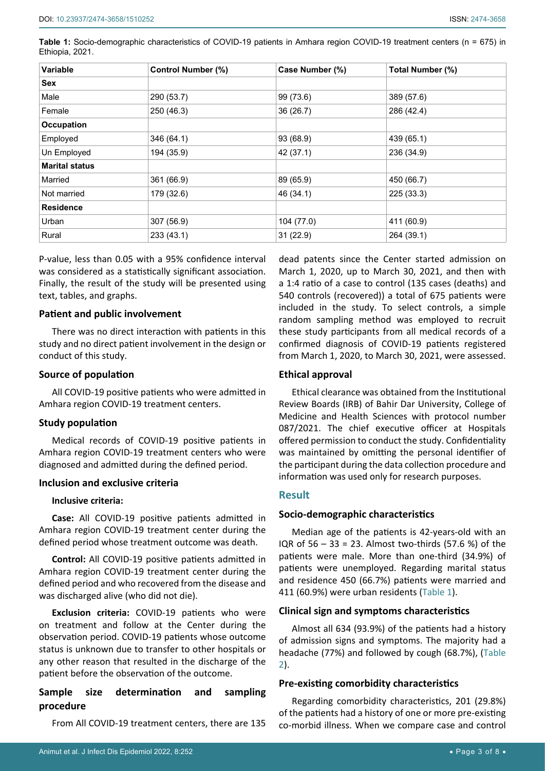**Table 1:** Socio-demographic characteristics of COVID-19 patients in Amhara region COVID-19 treatment centers (n = 675) in Ethiopia, 2021.

| Variable | Control Number (%) | Case Number (%) | Total Number (%) |
|---|---|---|---|
| **Sex** | | | |
| Male | 290 (53.7) | 99 (73.6) | 389 (57.6) |
| Female | 250 (46.3) | 36 (26.7) | 286 (42.4) |
| **Occupation** | | | |
| Employed | 346 (64.1) | 93 (68.9) | 439 (65.1) |
| Un Employed | 194 (35.9) | 42 (37.1) | 236 (34.9) |
| **Marital status** | | | |
| Married | 361 (66.9) | 89 (65.9) | 450 (66.7) |
| Not married | 179 (32.6) | 46 (34.1) | 225 (33.3) |
| **Residence** | | | |
| Urban | 307 (56.9) | 104 (77.0) | 411 (60.9) |
| Rural | 233 (43.1) | 31 (22.9) | 264 (39.1) |

P-value, less than 0.05 with a 95% confidence interval was considered as a statistically significant association. Finally, the result of the study will be presented using text, tables, and graphs.

### Patient and public involvement

There was no direct interaction with patients in this study and no direct patient involvement in the design or conduct of this study.

### Source of population

All COVID-19 positive patients who were admitted in Amhara region COVID-19 treatment centers.

### Study population

Medical records of COVID-19 positive patients in Amhara region COVID-19 treatment centers who were diagnosed and admitted during the defined period.

### Inclusion and exclusive criteria

#### Inclusive criteria:

**Case:** All COVID-19 positive patients admitted in Amhara region COVID-19 treatment center during the defined period whose treatment outcome was death.

**Control:** All COVID-19 positive patients admitted in Amhara region COVID-19 treatment center during the defined period and who recovered from the disease and was discharged alive (who did not die).

**Exclusion criteria:** COVID-19 patients who were on treatment and follow at the Center during the observation period. COVID-19 patients whose outcome status is unknown due to transfer to other hospitals or any other reason that resulted in the discharge of the patient before the observation of the outcome.

### Sample size determination and sampling procedure

From All COVID-19 treatment centers, there are 135 dead patents since the Center started admission on March 1, 2020, up to March 30, 2021, and then with a 1:4 ratio of a case to control (135 cases (deaths) and 540 controls (recovered)) a total of 675 patients were included in the study. To select controls, a simple random sampling method was employed to recruit these study participants from all medical records of a confirmed diagnosis of COVID-19 patients registered from March 1, 2020, to March 30, 2021, were assessed.

### Ethical approval

Ethical clearance was obtained from the Institutional Review Boards (IRB) of Bahir Dar University, College of Medicine and Health Sciences with protocol number 087/2021. The chief executive officer at Hospitals offered permission to conduct the study. Confidentiality was maintained by omitting the personal identifier of the participant during the data collection procedure and information was used only for research purposes.

## Result

### Socio-demographic characteristics

Median age of the patients is 42-years-old with an IQR of 56 – 33 = 23. Almost two-thirds (57.6 %) of the patients were male. More than one-third (34.9%) of patients were unemployed. Regarding marital status and residence 450 (66.7%) patients were married and 411 (60.9%) were urban residents (Table 1).

### Clinical sign and symptoms characteristics

Almost all 634 (93.9%) of the patients had a history of admission signs and symptoms. The majority had a headache (77%) and followed by cough (68.7%), (Table 2).

### Pre-existing comorbidity characteristics

Regarding comorbidity characteristics, 201 (29.8%) of the patients had a history of one or more pre-existing co-morbid illness. When we compare case and control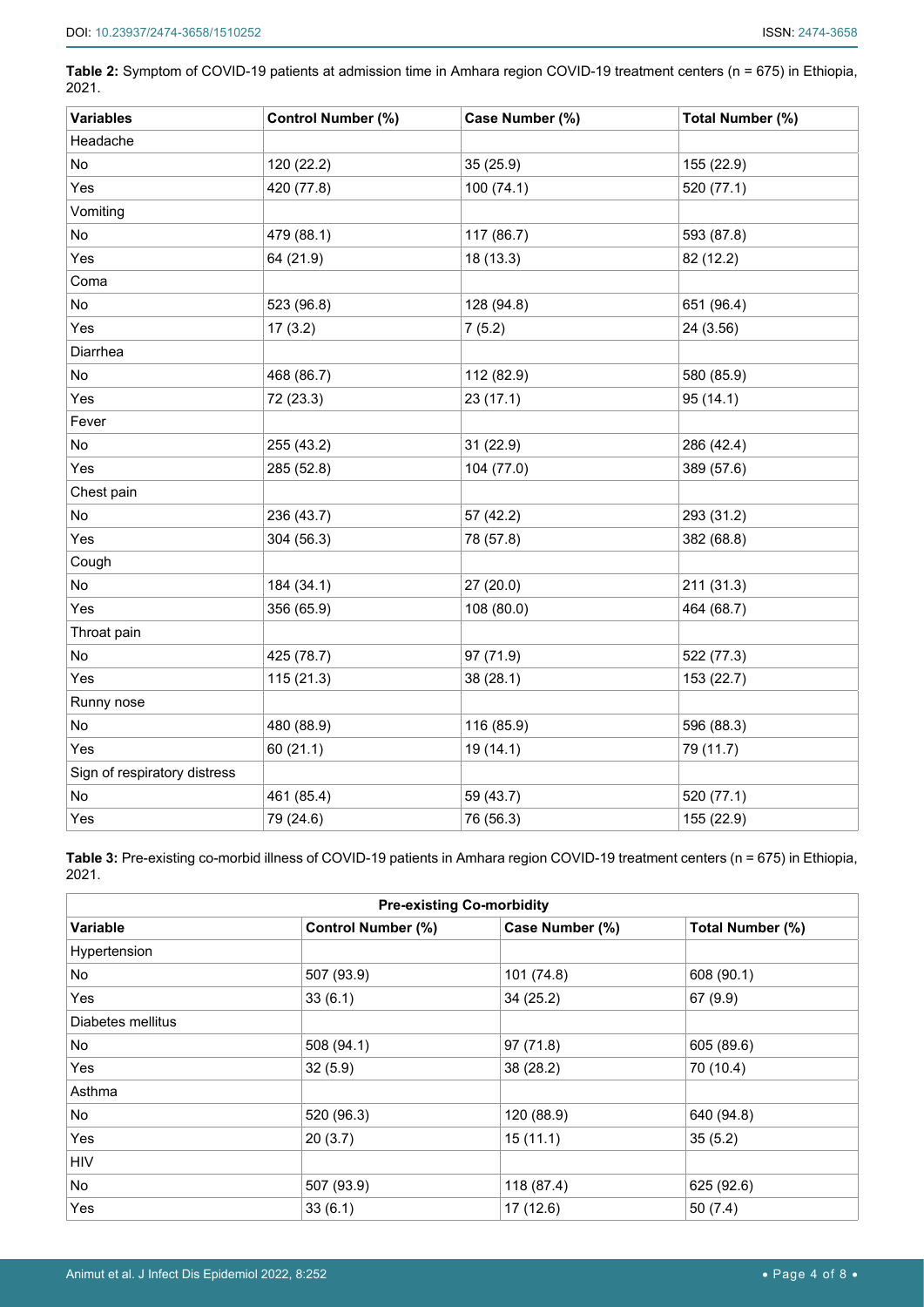**Table 2:** Symptom of COVID-19 patients at admission time in Amhara region COVID-19 treatment centers (n = 675) in Ethiopia, 2021.

| Variables | Control Number (%) | Case Number (%) | Total Number (%) |
|---|---|---|---|
| Headache | | | |
| No | 120 (22.2) | 35 (25.9) | 155 (22.9) |
| Yes | 420 (77.8) | 100 (74.1) | 520 (77.1) |
| Vomiting | | | |
| No | 479 (88.1) | 117 (86.7) | 593 (87.8) |
| Yes | 64 (21.9) | 18 (13.3) | 82 (12.2) |
| Coma | | | |
| No | 523 (96.8) | 128 (94.8) | 651 (96.4) |
| Yes | 17 (3.2) | 7 (5.2) | 24 (3.56) |
| Diarrhea | | | |
| No | 468 (86.7) | 112 (82.9) | 580 (85.9) |
| Yes | 72 (23.3) | 23 (17.1) | 95 (14.1) |
| Fever | | | |
| No | 255 (43.2) | 31 (22.9) | 286 (42.4) |
| Yes | 285 (52.8) | 104 (77.0) | 389 (57.6) |
| Chest pain | | | |
| No | 236 (43.7) | 57 (42.2) | 293 (31.2) |
| Yes | 304 (56.3) | 78 (57.8) | 382 (68.8) |
| Cough | | | |
| No | 184 (34.1) | 27 (20.0) | 211 (31.3) |
| Yes | 356 (65.9) | 108 (80.0) | 464 (68.7) |
| Throat pain | | | |
| No | 425 (78.7) | 97 (71.9) | 522 (77.3) |
| Yes | 115 (21.3) | 38 (28.1) | 153 (22.7) |
| Runny nose | | | |
| No | 480 (88.9) | 116 (85.9) | 596 (88.3) |
| Yes | 60 (21.1) | 19 (14.1) | 79 (11.7) |
| Sign of respiratory distress | | | |
| No | 461 (85.4) | 59 (43.7) | 520 (77.1) |
| Yes | 79 (24.6) | 76 (56.3) | 155 (22.9) |

**Table 3:** Pre-existing co-morbid illness of COVID-19 patients in Amhara region COVID-19 treatment centers (n = 675) in Ethiopia, 2021.

| Pre-existing Co-morbidity | | | |
|---|---|---|---|
| **Variable** | **Control Number (%)** | **Case Number (%)** | **Total Number (%)** |
| Hypertension | | | |
| No | 507 (93.9) | 101 (74.8) | 608 (90.1) |
| Yes | 33 (6.1) | 34 (25.2) | 67 (9.9) |
| Diabetes mellitus | | | |
| No | 508 (94.1) | 97 (71.8) | 605 (89.6) |
| Yes | 32 (5.9) | 38 (28.2) | 70 (10.4) |
| Asthma | | | |
| No | 520 (96.3) | 120 (88.9) | 640 (94.8) |
| Yes | 20 (3.7) | 15 (11.1) | 35 (5.2) |
| HIV | | | |
| No | 507 (93.9) | 118 (87.4) | 625 (92.6) |
| Yes | 33 (6.1) | 17 (12.6) | 50 (7.4) |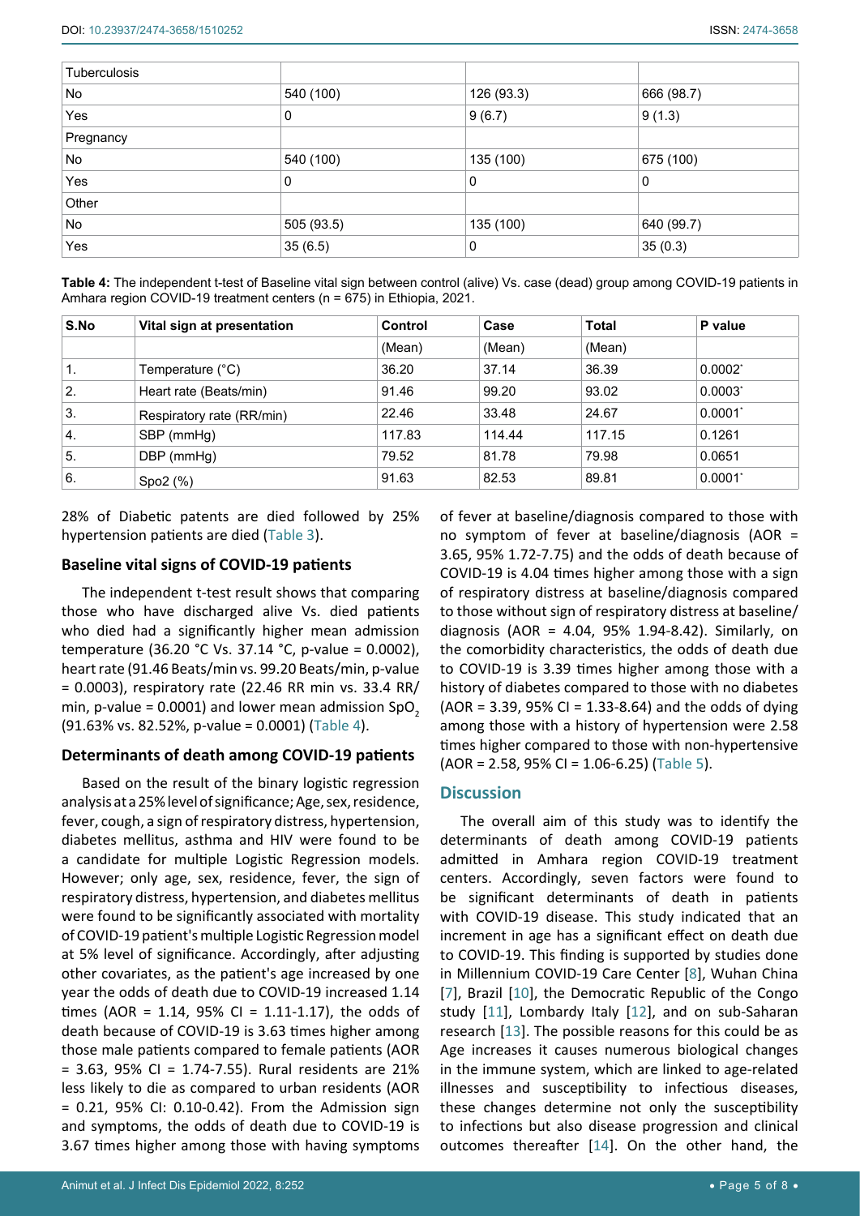| Tuberculosis | | | |
|---|---|---|---|
| No | 540 (100) | 126 (93.3) | 666 (98.7) |
| Yes | 0 | 9 (6.7) | 9 (1.3) |
| Pregnancy | | | |
| No | 540 (100) | 135 (100) | 675 (100) |
| Yes | 0 | 0 | 0 |
| Other | | | |
| No | 505 (93.5) | 135 (100) | 640 (99.7) |
| Yes | 35 (6.5) | 0 | 35 (0.3) |

**Table 4:** The independent t-test of Baseline vital sign between control (alive) Vs. case (dead) group among COVID-19 patients in Amhara region COVID-19 treatment centers (n = 675) in Ethiopia, 2021.

| S.No | Vital sign at presentation | Control | Case | Total | P value |
|---|---|---|---|---|---|
| | | (Mean) | (Mean) | (Mean) | |
| 1. | Temperature (°C) | 36.20 | 37.14 | 36.39 | 0.0002* |
| 2. | Heart rate (Beats/min) | 91.46 | 99.20 | 93.02 | 0.0003* |
| 3. | Respiratory rate (RR/min) | 22.46 | 33.48 | 24.67 | 0.0001* |
| 4. | SBP (mmHg) | 117.83 | 114.44 | 117.15 | 0.1261 |
| 5. | DBP (mmHg) | 79.52 | 81.78 | 79.98 | 0.0651 |
| 6. | Spo2 (%) | 91.63 | 82.53 | 89.81 | 0.0001* |

28% of Diabetic patents are died followed by 25% hypertension patients are died (Table 3).

### Baseline vital signs of COVID-19 patients

The independent t-test result shows that comparing those who have discharged alive Vs. died patients who died had a significantly higher mean admission temperature (36.20 °C Vs. 37.14 °C, p-value = 0.0002), heart rate (91.46 Beats/min vs. 99.20 Beats/min, p-value = 0.0003), respiratory rate (22.46 RR min vs. 33.4 RR/min, p-value = 0.0001) and lower mean admission $SpO_2$ (91.63% vs. 82.52%, p-value = 0.0001) (Table 4).

### Determinants of death among COVID-19 patients

Based on the result of the binary logistic regression analysis at a 25% level of significance; Age, sex, residence, fever, cough, a sign of respiratory distress, hypertension, diabetes mellitus, asthma and HIV were found to be a candidate for multiple Logistic Regression models. However; only age, sex, residence, fever, the sign of respiratory distress, hypertension, and diabetes mellitus were found to be significantly associated with mortality of COVID-19 patient's multiple Logistic Regression model at 5% level of significance. Accordingly, after adjusting other covariates, as the patient's age increased by one year the odds of death due to COVID-19 increased 1.14 times (AOR = 1.14, 95% CI = 1.11-1.17), the odds of death because of COVID-19 is 3.63 times higher among those male patients compared to female patients (AOR = 3.63, 95% CI = 1.74-7.55). Rural residents are 21% less likely to die as compared to urban residents (AOR = 0.21, 95% CI: 0.10-0.42). From the Admission sign and symptoms, the odds of death due to COVID-19 is 3.67 times higher among those with having symptoms of fever at baseline/diagnosis compared to those with no symptom of fever at baseline/diagnosis (AOR = 3.65, 95% 1.72-7.75) and the odds of death because of COVID-19 is 4.04 times higher among those with a sign of respiratory distress at baseline/diagnosis compared to those without sign of respiratory distress at baseline/diagnosis (AOR = 4.04, 95% 1.94-8.42). Similarly, on the comorbidity characteristics, the odds of death due to COVID-19 is 3.39 times higher among those with a history of diabetes compared to those with no diabetes (AOR = 3.39, 95% CI = 1.33-8.64) and the odds of dying among those with a history of hypertension were 2.58 times higher compared to those with non-hypertensive (AOR = 2.58, 95% CI = 1.06-6.25) (Table 5).

## Discussion

The overall aim of this study was to identify the determinants of death among COVID-19 patients admitted in Amhara region COVID-19 treatment centers. Accordingly, seven factors were found to be significant determinants of death in patients with COVID-19 disease. This study indicated that an increment in age has a significant effect on death due to COVID-19. This finding is supported by studies done in Millennium COVID-19 Care Center [8], Wuhan China [7], Brazil [10], the Democratic Republic of the Congo study [11], Lombardy Italy [12], and on sub-Saharan research [13]. The possible reasons for this could be as Age increases it causes numerous biological changes in the immune system, which are linked to age-related illnesses and susceptibility to infectious diseases, these changes determine not only the susceptibility to infections but also disease progression and clinical outcomes thereafter [14]. On the other hand, the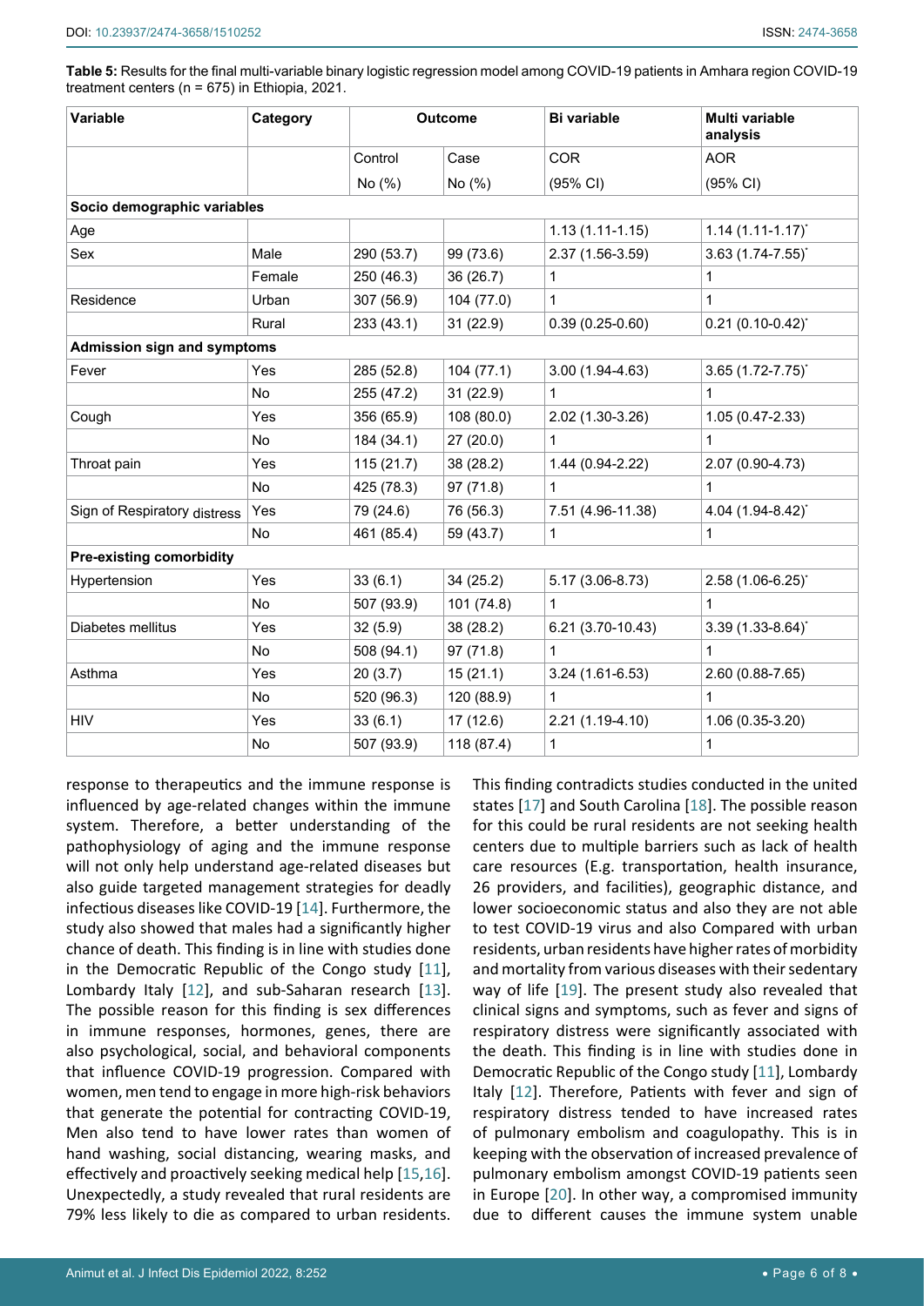**Table 5:** Results for the final multi-variable binary logistic regression model among COVID-19 patients in Amhara region COVID-19 treatment centers (n = 675) in Ethiopia, 2021.

| Variable | Category | Outcome | | Bi variable | Multi variable analysis |
|---|---|---|---|---|---|
| | | Control | Case | COR | AOR |
| | | No (%) | No (%) | (95% CI) | (95% CI) |
| **Socio demographic variables** | | | | | |
| Age | | | | 1.13 (1.11-1.15) | 1.14 (1.11-1.17)* |
| Sex | Male | 290 (53.7) | 99 (73.6) | 2.37 (1.56-3.59) | 3.63 (1.74-7.55)* |
| | Female | 250 (46.3) | 36 (26.7) | 1 | 1 |
| Residence | Urban | 307 (56.9) | 104 (77.0) | 1 | 1 |
| | Rural | 233 (43.1) | 31 (22.9) | 0.39 (0.25-0.60) | 0.21 (0.10-0.42)* |
| **Admission sign and symptoms** | | | | | |
| Fever | Yes | 285 (52.8) | 104 (77.1) | 3.00 (1.94-4.63) | 3.65 (1.72-7.75)* |
| | No | 255 (47.2) | 31 (22.9) | 1 | 1 |
| Cough | Yes | 356 (65.9) | 108 (80.0) | 2.02 (1.30-3.26) | 1.05 (0.47-2.33) |
| | No | 184 (34.1) | 27 (20.0) | 1 | 1 |
| Throat pain | Yes | 115 (21.7) | 38 (28.2) | 1.44 (0.94-2.22) | 2.07 (0.90-4.73) |
| | No | 425 (78.3) | 97 (71.8) | 1 | 1 |
| Sign of Respiratory distress | Yes | 79 (24.6) | 76 (56.3) | 7.51 (4.96-11.38) | 4.04 (1.94-8.42)* |
| | No | 461 (85.4) | 59 (43.7) | 1 | 1 |
| **Pre-existing comorbidity** | | | | | |
| Hypertension | Yes | 33 (6.1) | 34 (25.2) | 5.17 (3.06-8.73) | 2.58 (1.06-6.25)* |
| | No | 507 (93.9) | 101 (74.8) | 1 | 1 |
| Diabetes mellitus | Yes | 32 (5.9) | 38 (28.2) | 6.21 (3.70-10.43) | 3.39 (1.33-8.64)* |
| | No | 508 (94.1) | 97 (71.8) | 1 | 1 |
| Asthma | Yes | 20 (3.7) | 15 (21.1) | 3.24 (1.61-6.53) | 2.60 (0.88-7.65) |
| | No | 520 (96.3) | 120 (88.9) | 1 | 1 |
| HIV | Yes | 33 (6.1) | 17 (12.6) | 2.21 (1.19-4.10) | 1.06 (0.35-3.20) |
| | No | 507 (93.9) | 118 (87.4) | 1 | 1 |

response to therapeutics and the immune response is influenced by age-related changes within the immune system. Therefore, a better understanding of the pathophysiology of aging and the immune response will not only help understand age-related diseases but also guide targeted management strategies for deadly infectious diseases like COVID-19 [14]. Furthermore, the study also showed that males had a significantly higher chance of death. This finding is in line with studies done in the Democratic Republic of the Congo study [11], Lombardy Italy [12], and sub-Saharan research [13]. The possible reason for this finding is sex differences in immune responses, hormones, genes, there are also psychological, social, and behavioral components that influence COVID-19 progression. Compared with women, men tend to engage in more high-risk behaviors that generate the potential for contracting COVID-19, Men also tend to have lower rates than women of hand washing, social distancing, wearing masks, and effectively and proactively seeking medical help [15,16]. Unexpectedly, a study revealed that rural residents are 79% less likely to die as compared to urban residents. This finding contradicts studies conducted in the united states [17] and South Carolina [18]. The possible reason for this could be rural residents are not seeking health centers due to multiple barriers such as lack of health care resources (E.g. transportation, health insurance, 26 providers, and facilities), geographic distance, and lower socioeconomic status and also they are not able to test COVID-19 virus and also Compared with urban residents, urban residents have higher rates of morbidity and mortality from various diseases with their sedentary way of life [19]. The present study also revealed that clinical signs and symptoms, such as fever and signs of respiratory distress were significantly associated with the death. This finding is in line with studies done in Democratic Republic of the Congo study [11], Lombardy Italy [12]. Therefore, Patients with fever and sign of respiratory distress tended to have increased rates of pulmonary embolism and coagulopathy. This is in keeping with the observation of increased prevalence of pulmonary embolism amongst COVID-19 patients seen in Europe [20]. In other way, a compromised immunity due to different causes the immune system unable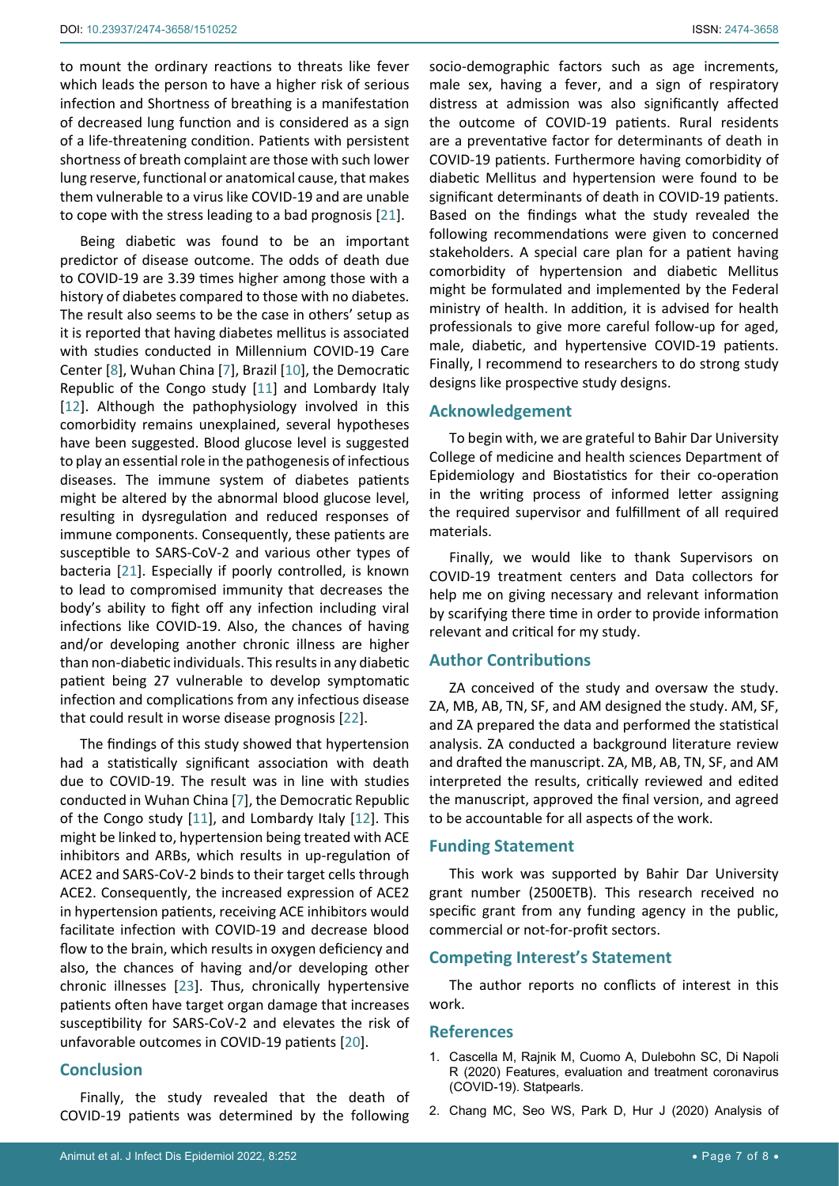to mount the ordinary reactions to threats like fever which leads the person to have a higher risk of serious infection and Shortness of breathing is a manifestation of decreased lung function and is considered as a sign of a life-threatening condition. Patients with persistent shortness of breath complaint are those with such lower lung reserve, functional or anatomical cause, that makes them vulnerable to a virus like COVID-19 and are unable to cope with the stress leading to a bad prognosis [21].

Being diabetic was found to be an important predictor of disease outcome. The odds of death due to COVID-19 are 3.39 times higher among those with a history of diabetes compared to those with no diabetes. The result also seems to be the case in others' setup as it is reported that having diabetes mellitus is associated with studies conducted in Millennium COVID-19 Care Center [8], Wuhan China [7], Brazil [10], the Democratic Republic of the Congo study [11] and Lombardy Italy [12]. Although the pathophysiology involved in this comorbidity remains unexplained, several hypotheses have been suggested. Blood glucose level is suggested to play an essential role in the pathogenesis of infectious diseases. The immune system of diabetes patients might be altered by the abnormal blood glucose level, resulting in dysregulation and reduced responses of immune components. Consequently, these patients are susceptible to SARS-CoV-2 and various other types of bacteria [21]. Especially if poorly controlled, is known to lead to compromised immunity that decreases the body's ability to fight off any infection including viral infections like COVID-19. Also, the chances of having and/or developing another chronic illness are higher than non-diabetic individuals. This results in any diabetic patient being 27 vulnerable to develop symptomatic infection and complications from any infectious disease that could result in worse disease prognosis [22].

The findings of this study showed that hypertension had a statistically significant association with death due to COVID-19. The result was in line with studies conducted in Wuhan China [7], the Democratic Republic of the Congo study [11], and Lombardy Italy [12]. This might be linked to, hypertension being treated with ACE inhibitors and ARBs, which results in up-regulation of ACE2 and SARS-CoV-2 binds to their target cells through ACE2. Consequently, the increased expression of ACE2 in hypertension patients, receiving ACE inhibitors would facilitate infection with COVID-19 and decrease blood flow to the brain, which results in oxygen deficiency and also, the chances of having and/or developing other chronic illnesses [23]. Thus, chronically hypertensive patients often have target organ damage that increases susceptibility for SARS-CoV-2 and elevates the risk of unfavorable outcomes in COVID-19 patients [20].

## Conclusion

Finally, the study revealed that the death of COVID-19 patients was determined by the following socio-demographic factors such as age increments, male sex, having a fever, and a sign of respiratory distress at admission was also significantly affected the outcome of COVID-19 patients. Rural residents are a preventative factor for determinants of death in COVID-19 patients. Furthermore having comorbidity of diabetic Mellitus and hypertension were found to be significant determinants of death in COVID-19 patients. Based on the findings what the study revealed the following recommendations were given to concerned stakeholders. A special care plan for a patient having comorbidity of hypertension and diabetic Mellitus might be formulated and implemented by the Federal ministry of health. In addition, it is advised for health professionals to give more careful follow-up for aged, male, diabetic, and hypertensive COVID-19 patients. Finally, I recommend to researchers to do strong study designs like prospective study designs.

## Acknowledgement

To begin with, we are grateful to Bahir Dar University College of medicine and health sciences Department of Epidemiology and Biostatistics for their co-operation in the writing process of informed letter assigning the required supervisor and fulfillment of all required materials.

Finally, we would like to thank Supervisors on COVID-19 treatment centers and Data collectors for help me on giving necessary and relevant information by scarifying there time in order to provide information relevant and critical for my study.

## Author Contributions

ZA conceived of the study and oversaw the study. ZA, MB, AB, TN, SF, and AM designed the study. AM, SF, and ZA prepared the data and performed the statistical analysis. ZA conducted a background literature review and drafted the manuscript. ZA, MB, AB, TN, SF, and AM interpreted the results, critically reviewed and edited the manuscript, approved the final version, and agreed to be accountable for all aspects of the work.

## Funding Statement

This work was supported by Bahir Dar University grant number (2500ETB). This research received no specific grant from any funding agency in the public, commercial or not-for-profit sectors.

## Competing Interest's Statement

The author reports no conflicts of interest in this work.

## References

1. Cascella M, Rajnik M, Cuomo A, Dulebohn SC, Di Napoli R (2020) Features, evaluation and treatment coronavirus (COVID-19). Statpearls.
2. Chang MC, Seo WS, Park D, Hur J (2020) Analysis of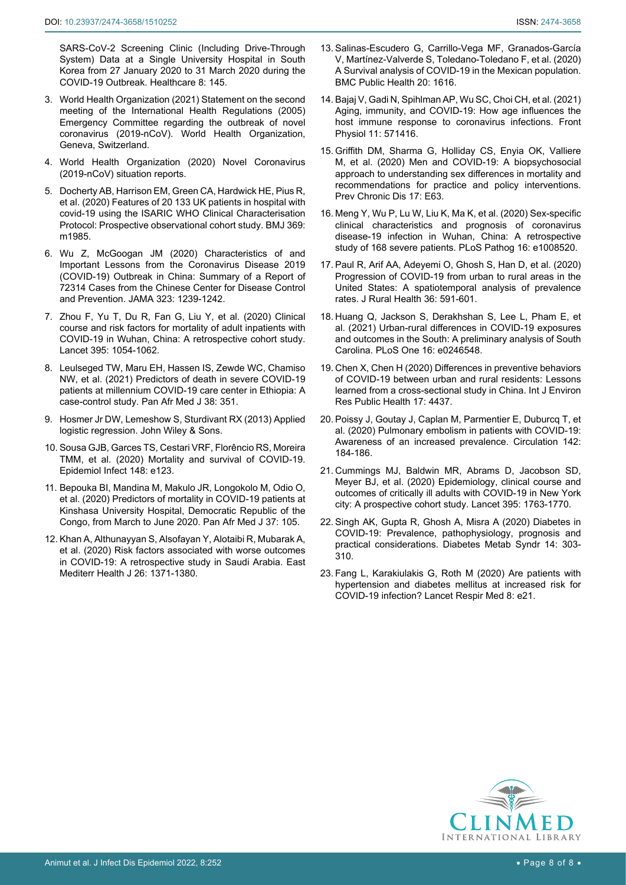SARS-CoV-2 Screening Clinic (Including Drive-Through System) Data at a Single University Hospital in South Korea from 27 January 2020 to 31 March 2020 during the COVID-19 Outbreak. Healthcare 8: 145.

3. World Health Organization (2021) Statement on the second meeting of the International Health Regulations (2005) Emergency Committee regarding the outbreak of novel coronavirus (2019-nCoV). World Health Organization, Geneva, Switzerland.
4. World Health Organization (2020) Novel Coronavirus (2019-nCoV) situation reports.
5. Docherty AB, Harrison EM, Green CA, Hardwick HE, Pius R, et al. (2020) Features of 20 133 UK patients in hospital with covid-19 using the ISARIC WHO Clinical Characterisation Protocol: Prospective observational cohort study. BMJ 369: m1985.
6. Wu Z, McGoogan JM (2020) Characteristics of and Important Lessons from the Coronavirus Disease 2019 (COVID-19) Outbreak in China: Summary of a Report of 72314 Cases from the Chinese Center for Disease Control and Prevention. JAMA 323: 1239-1242.
7. Zhou F, Yu T, Du R, Fan G, Liu Y, et al. (2020) Clinical course and risk factors for mortality of adult inpatients with COVID-19 in Wuhan, China: A retrospective cohort study. Lancet 395: 1054-1062.
8. Leulseged TW, Maru EH, Hassen IS, Zewde WC, Chamiso NW, et al. (2021) Predictors of death in severe COVID-19 patients at millennium COVID-19 care center in Ethiopia: A case-control study. Pan Afr Med J 38: 351.
9. Hosmer Jr DW, Lemeshow S, Sturdivant RX (2013) Applied logistic regression. John Wiley & Sons.
10. Sousa GJB, Garces TS, Cestari VRF, Florêncio RS, Moreira TMM, et al. (2020) Mortality and survival of COVID-19. Epidemiol Infect 148: e123.
11. Bepouka BI, Mandina M, Makulo JR, Longokolo M, Odio O, et al. (2020) Predictors of mortality in COVID-19 patients at Kinshasa University Hospital, Democratic Republic of the Congo, from March to June 2020. Pan Afr Med J 37: 105.
12. Khan A, Althunayyan S, Alsofayan Y, Alotaibi R, Mubarak A, et al. (2020) Risk factors associated with worse outcomes in COVID-19: A retrospective study in Saudi Arabia. East Mediterr Health J 26: 1371-1380.
13. Salinas-Escudero G, Carrillo-Vega MF, Granados-García V, Martínez-Valverde S, Toledano-Toledano F, et al. (2020) A Survival analysis of COVID-19 in the Mexican population. BMC Public Health 20: 1616.
14. Bajaj V, Gadi N, Spihlman AP, Wu SC, Choi CH, et al. (2021) Aging, immunity, and COVID-19: How age influences the host immune response to coronavirus infections. Front Physiol 11: 571416.
15. Griffith DM, Sharma G, Holliday CS, Enyia OK, Valliere M, et al. (2020) Men and COVID-19: A biopsychosocial approach to understanding sex differences in mortality and recommendations for practice and policy interventions. Prev Chronic Dis 17: E63.
16. Meng Y, Wu P, Lu W, Liu K, Ma K, et al. (2020) Sex-specific clinical characteristics and prognosis of coronavirus disease-19 infection in Wuhan, China: A retrospective study of 168 severe patients. PLoS Pathog 16: e1008520.
17. Paul R, Arif AA, Adeyemi O, Ghosh S, Han D, et al. (2020) Progression of COVID-19 from urban to rural areas in the United States: A spatiotemporal analysis of prevalence rates. J Rural Health 36: 591-601.
18. Huang Q, Jackson S, Derakhshan S, Lee L, Pham E, et al. (2021) Urban-rural differences in COVID-19 exposures and outcomes in the South: A preliminary analysis of South Carolina. PLoS One 16: e0246548.
19. Chen X, Chen H (2020) Differences in preventive behaviors of COVID-19 between urban and rural residents: Lessons learned from a cross-sectional study in China. Int J Environ Res Public Health 17: 4437.
20. Poissy J, Goutay J, Caplan M, Parmentier E, Duburcq T, et al. (2020) Pulmonary embolism in patients with COVID-19: Awareness of an increased prevalence. Circulation 142: 184-186.
21. Cummings MJ, Baldwin MR, Abrams D, Jacobson SD, Meyer BJ, et al. (2020) Epidemiology, clinical course and outcomes of critically ill adults with COVID-19 in New York city: A prospective cohort study. Lancet 395: 1763-1770.
22. Singh AK, Gupta R, Ghosh A, Misra A (2020) Diabetes in COVID-19: Prevalence, pathophysiology, prognosis and practical considerations. Diabetes Metab Syndr 14: 303-310.
23. Fang L, Karakiulakis G, Roth M (2020) Are patients with hypertension and diabetes mellitus at increased risk for COVID-19 infection? Lancet Respir Med 8: e21.